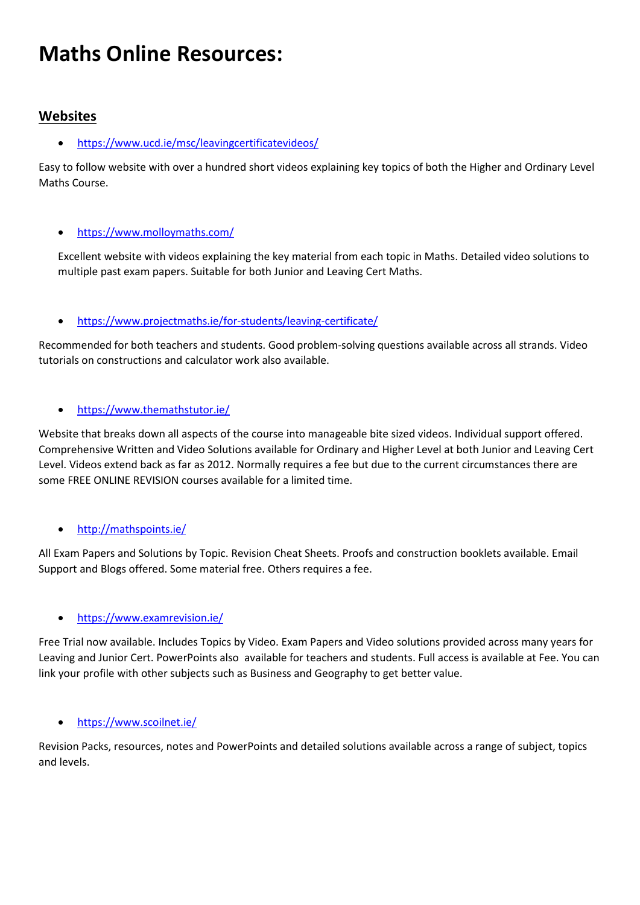# Maths Online Resources:

## Websites

- https://www.ucd.ie/msc/leavingcertificatevideos/

Easy to follow website with over a hundred short videos explaining key topics of both the Higher and Ordinary Level Maths Course.

- https://www.molloymaths.com/

Excellent website with videos explaining the key material from each topic in Maths. Detailed video solutions to multiple past exam papers. Suitable for both Junior and Leaving Cert Maths.

- https://www.projectmaths.ie/for-students/leaving-certificate/

Recommended for both teachers and students. Good problem-solving questions available across all strands. Video tutorials on constructions and calculator work also available.

- https://www.themathstutor.ie/

Website that breaks down all aspects of the course into manageable bite sized videos. Individual support offered. Comprehensive Written and Video Solutions available for Ordinary and Higher Level at both Junior and Leaving Cert Level. Videos extend back as far as 2012. Normally requires a fee but due to the current circumstances there are some FREE ONLINE REVISION courses available for a limited time.

- http://mathspoints.ie/

All Exam Papers and Solutions by Topic. Revision Cheat Sheets. Proofs and construction booklets available. Email Support and Blogs offered. Some material free. Others requires a fee.

- https://www.examrevision.ie/

Free Trial now available. Includes Topics by Video. Exam Papers and Video solutions provided across many years for Leaving and Junior Cert. PowerPoints also available for teachers and students. Full access is available at Fee. You can link your profile with other subjects such as Business and Geography to get better value.

- https://www.scoilnet.ie/

Revision Packs, resources, notes and PowerPoints and detailed solutions available across a range of subject, topics and levels.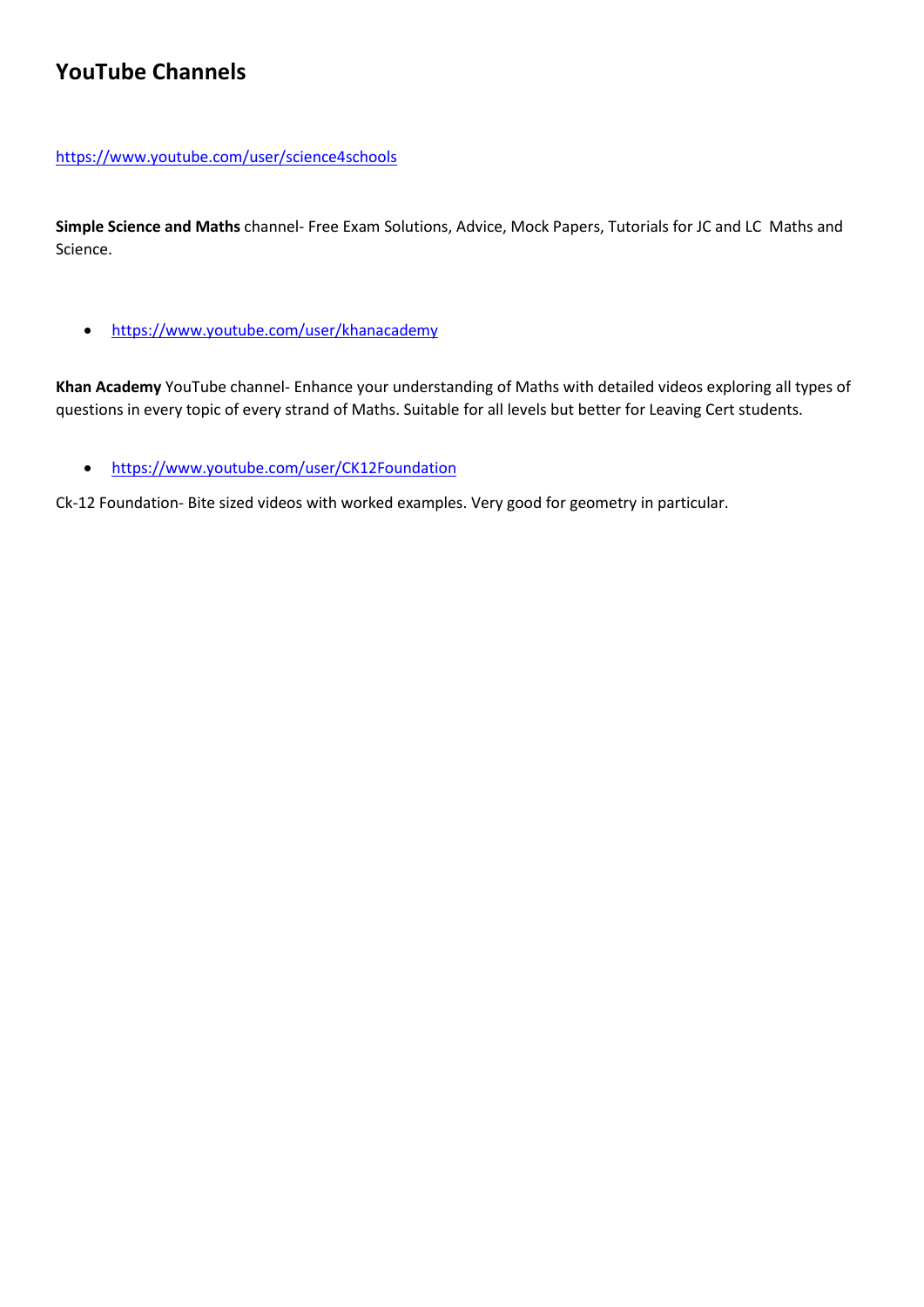## YouTube Channels

https://www.youtube.com/user/science4schools

**Simple Science and Maths** channel- Free Exam Solutions, Advice, Mock Papers, Tutorials for JC and LC Maths and Science.

- https://www.youtube.com/user/khanacademy

**Khan Academy** YouTube channel- Enhance your understanding of Maths with detailed videos exploring all types of questions in every topic of every strand of Maths. Suitable for all levels but better for Leaving Cert students.

- https://www.youtube.com/user/CK12Foundation

Ck-12 Foundation- Bite sized videos with worked examples. Very good for geometry in particular.